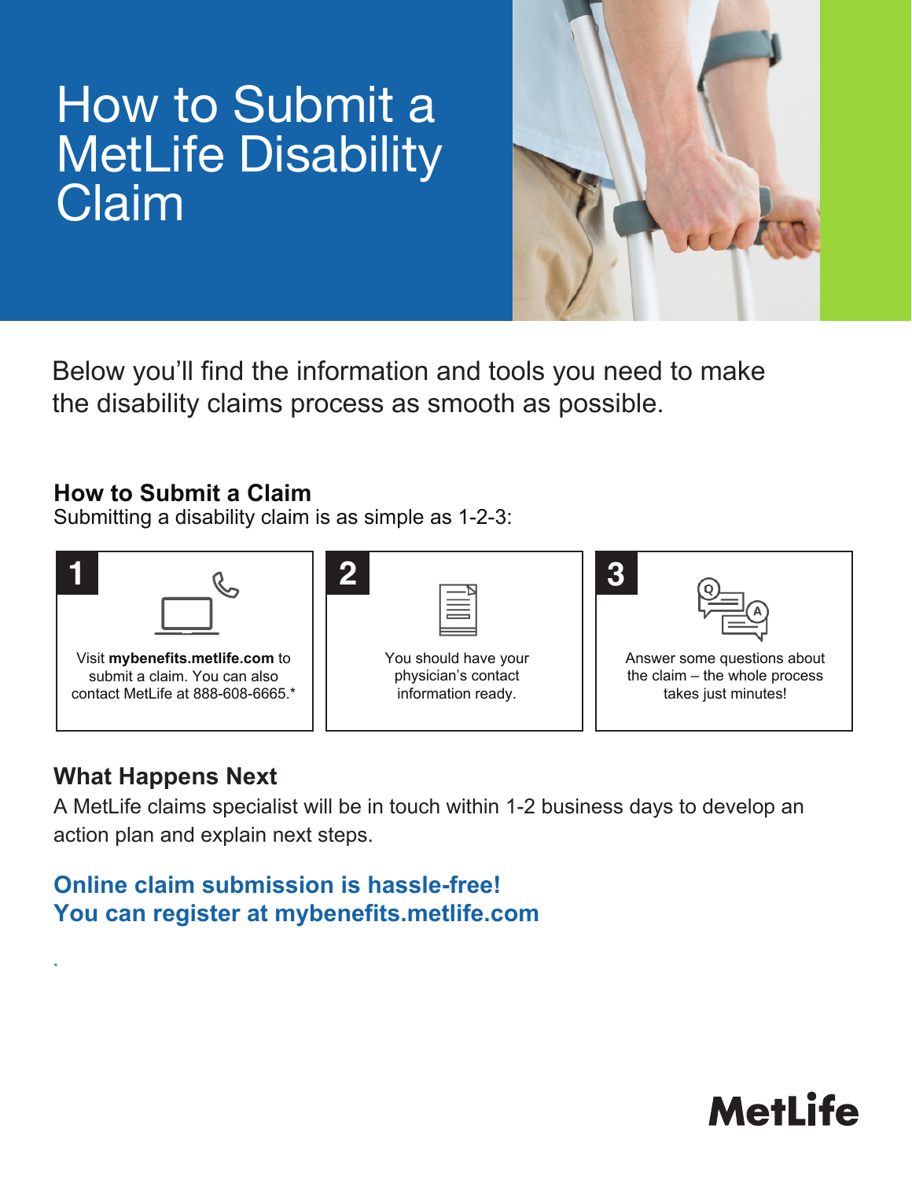# How to Submit a MetLife Disability Claim

Below you'll find the information and tools you need to make the disability claims process as smooth as possible.

## How to Submit a Claim

Submitting a disability claim is as simple as 1-2-3:

1. Visit **mybenefits.metlife.com** to submit a claim. You can also contact MetLife at 888-608-6665.*
2. You should have your physician's contact information ready.
3. Answer some questions about the claim – the whole process takes just minutes!

## What Happens Next

A MetLife claims specialist will be in touch within 1-2 business days to develop an action plan and explain next steps.

**Online claim submission is hassle-free!**
**You can register at mybenefits.metlife.com**

*

MetLife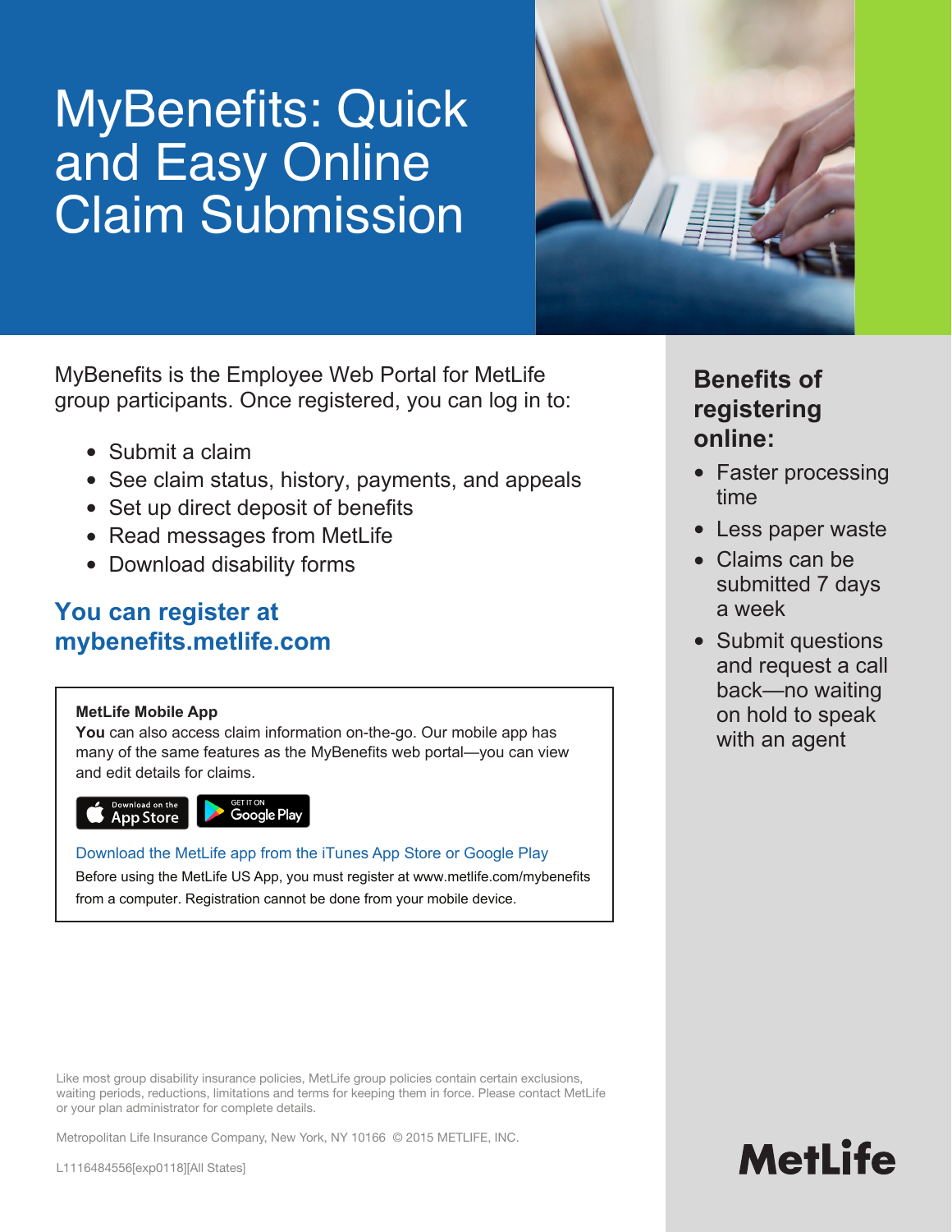# MyBenefits: Quick and Easy Online Claim Submission

MyBenefits is the Employee Web Portal for MetLife group participants. Once registered, you can log in to:

- Submit a claim
- See claim status, history, payments, and appeals
- Set up direct deposit of benefits
- Read messages from MetLife
- Download disability forms

## You can register at mybenefits.metlife.com

**MetLife Mobile App**
**You** can also access claim information on-the-go. Our mobile app has many of the same features as the MyBenefits web portal—you can view and edit details for claims.

Download on the App Store | GET IT ON Google Play

Download the MetLife app from the iTunes App Store or Google Play

Before using the MetLife US App, you must register at www.metlife.com/mybenefits from a computer. Registration cannot be done from your mobile device.

### Benefits of registering online:

- Faster processing time
- Less paper waste
- Claims can be submitted 7 days a week
- Submit questions and request a call back—no waiting on hold to speak with an agent

Like most group disability insurance policies, MetLife group policies contain certain exclusions, waiting periods, reductions, limitations and terms for keeping them in force. Please contact MetLife or your plan administrator for complete details.

Metropolitan Life Insurance Company, New York, NY 10166 © 2015 METLIFE, INC.

L1116484556[exp0118][All States]

MetLife